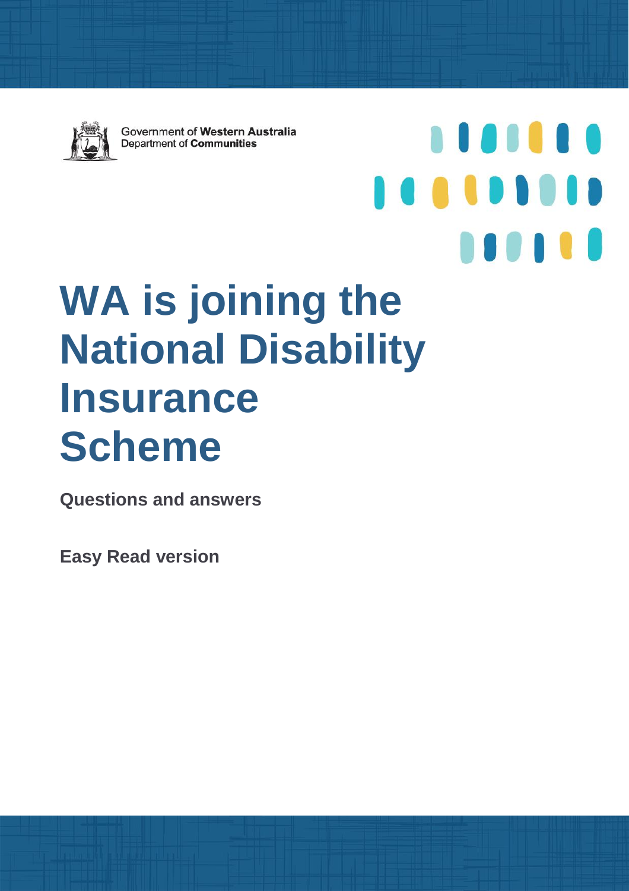Government of **Western Australia**
Department of **Communities**

# WA is joining the National Disability Insurance Scheme

**Questions and answers**

**Easy Read version**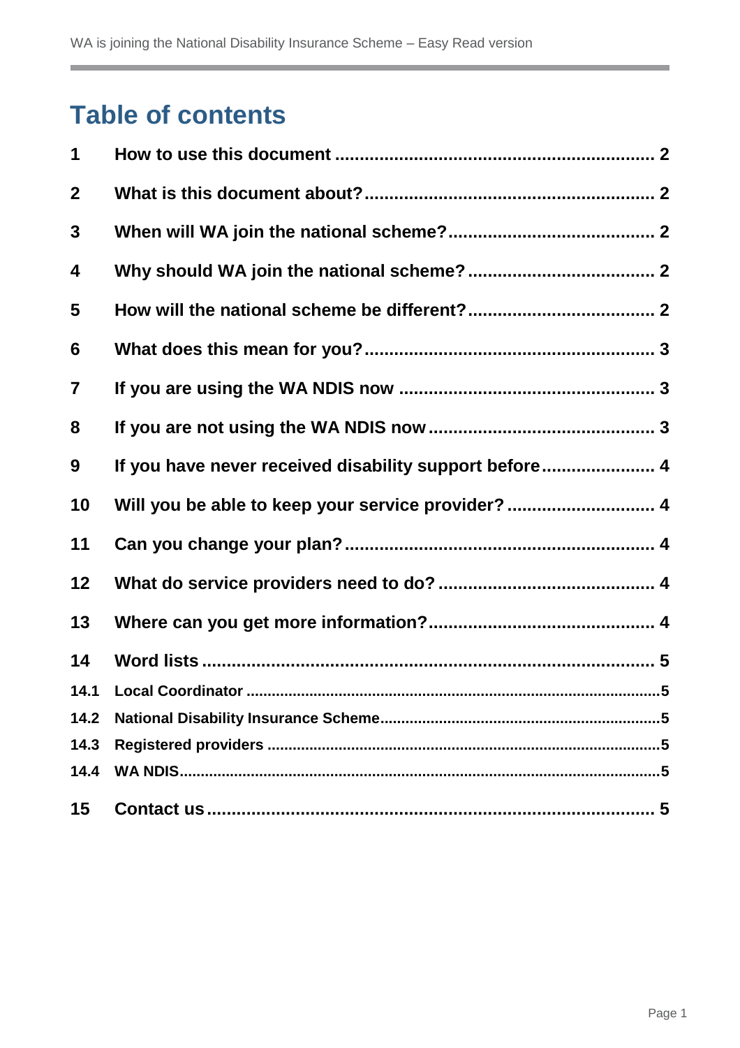# Table of contents

| | | |
|---|---|---|
| 1 | How to use this document | 2 |
| 2 | What is this document about? | 2 |
| 3 | When will WA join the national scheme? | 2 |
| 4 | Why should WA join the national scheme? | 2 |
| 5 | How will the national scheme be different? | 2 |
| 6 | What does this mean for you? | 3 |
| 7 | If you are using the WA NDIS now | 3 |
| 8 | If you are not using the WA NDIS now | 3 |
| 9 | If you have never received disability support before | 4 |
| 10 | Will you be able to keep your service provider? | 4 |
| 11 | Can you change your plan? | 4 |
| 12 | What do service providers need to do? | 4 |
| 13 | Where can you get more information? | 4 |
| 14 | Word lists | 5 |
| 14.1 | Local Coordinator | 5 |
| 14.2 | National Disability Insurance Scheme | 5 |
| 14.3 | Registered providers | 5 |
| 14.4 | WA NDIS | 5 |
| 15 | Contact us | 5 |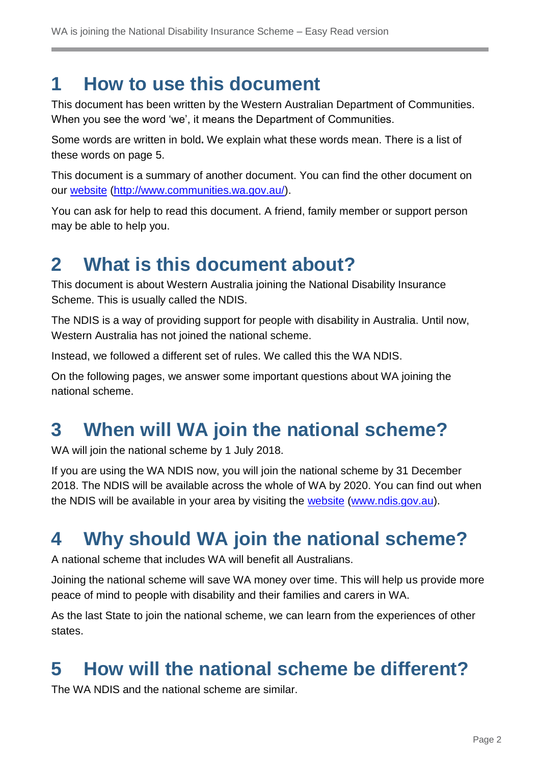# 1 How to use this document

This document has been written by the Western Australian Department of Communities. When you see the word 'we', it means the Department of Communities.

Some words are written in bold**.** We explain what these words mean. There is a list of these words on page 5.

This document is a summary of another document. You can find the other document on our [website](http://www.communities.wa.gov.au/) ([http://www.communities.wa.gov.au/](http://www.communities.wa.gov.au/)).

You can ask for help to read this document. A friend, family member or support person may be able to help you.

# 2 What is this document about?

This document is about Western Australia joining the National Disability Insurance Scheme. This is usually called the NDIS.

The NDIS is a way of providing support for people with disability in Australia. Until now, Western Australia has not joined the national scheme.

Instead, we followed a different set of rules. We called this the WA NDIS.

On the following pages, we answer some important questions about WA joining the national scheme.

# 3 When will WA join the national scheme?

WA will join the national scheme by 1 July 2018.

If you are using the WA NDIS now, you will join the national scheme by 31 December 2018. The NDIS will be available across the whole of WA by 2020. You can find out when the NDIS will be available in your area by visiting the [website](http://www.ndis.gov.au) ([www.ndis.gov.au](http://www.ndis.gov.au)).

# 4 Why should WA join the national scheme?

A national scheme that includes WA will benefit all Australians.

Joining the national scheme will save WA money over time. This will help us provide more peace of mind to people with disability and their families and carers in WA.

As the last State to join the national scheme, we can learn from the experiences of other states.

# 5 How will the national scheme be different?

The WA NDIS and the national scheme are similar.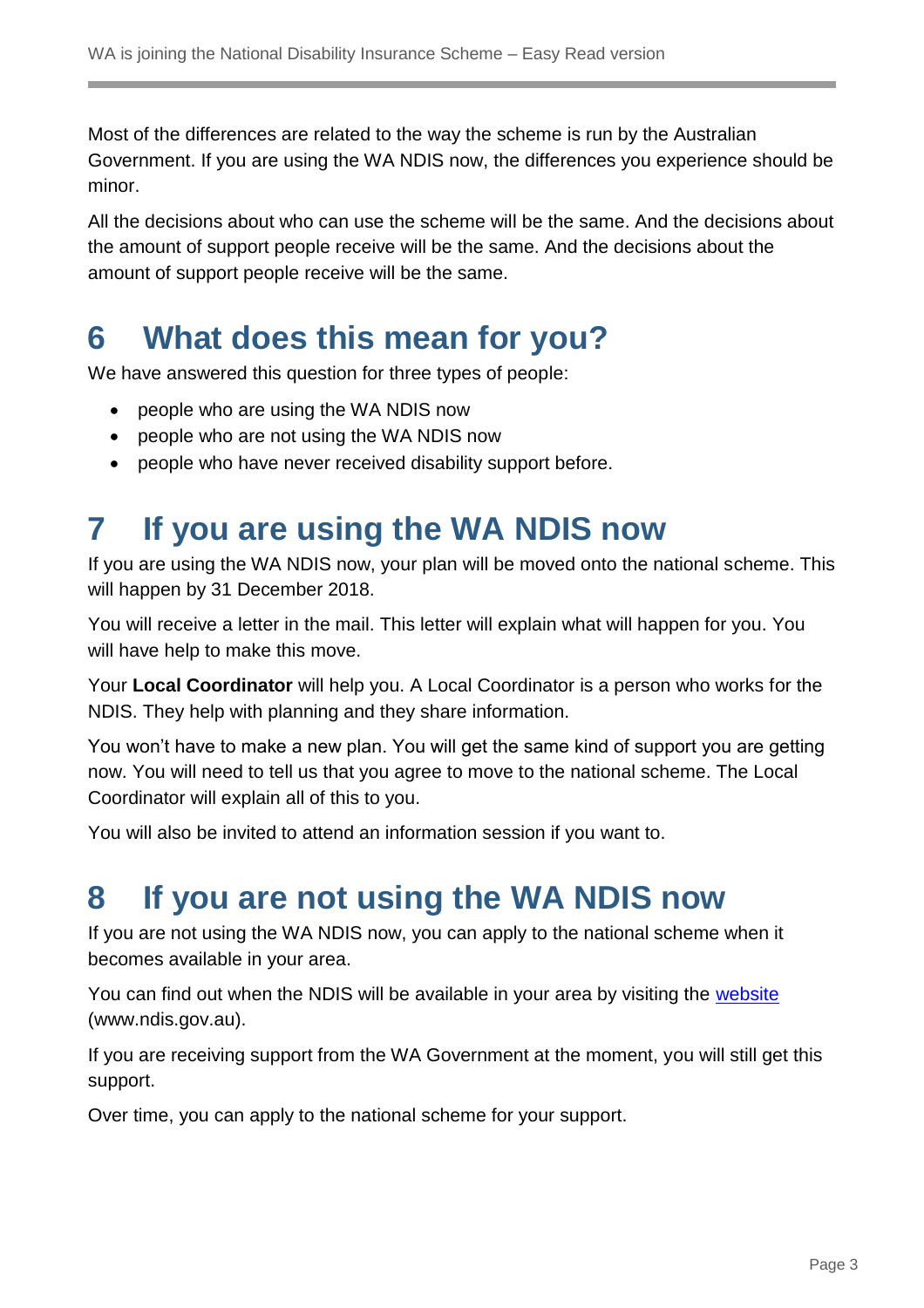Most of the differences are related to the way the scheme is run by the Australian Government. If you are using the WA NDIS now, the differences you experience should be minor.

All the decisions about who can use the scheme will be the same. And the decisions about the amount of support people receive will be the same. And the decisions about the amount of support people receive will be the same.

# 6 What does this mean for you?

We have answered this question for three types of people:

- people who are using the WA NDIS now
- people who are not using the WA NDIS now
- people who have never received disability support before.

# 7 If you are using the WA NDIS now

If you are using the WA NDIS now, your plan will be moved onto the national scheme. This will happen by 31 December 2018.

You will receive a letter in the mail. This letter will explain what will happen for you. You will have help to make this move.

Your **Local Coordinator** will help you. A Local Coordinator is a person who works for the NDIS. They help with planning and they share information.

You won't have to make a new plan. You will get the same kind of support you are getting now. You will need to tell us that you agree to move to the national scheme. The Local Coordinator will explain all of this to you.

You will also be invited to attend an information session if you want to.

# 8 If you are not using the WA NDIS now

If you are not using the WA NDIS now, you can apply to the national scheme when it becomes available in your area.

You can find out when the NDIS will be available in your area by visiting the website (www.ndis.gov.au).

If you are receiving support from the WA Government at the moment, you will still get this support.

Over time, you can apply to the national scheme for your support.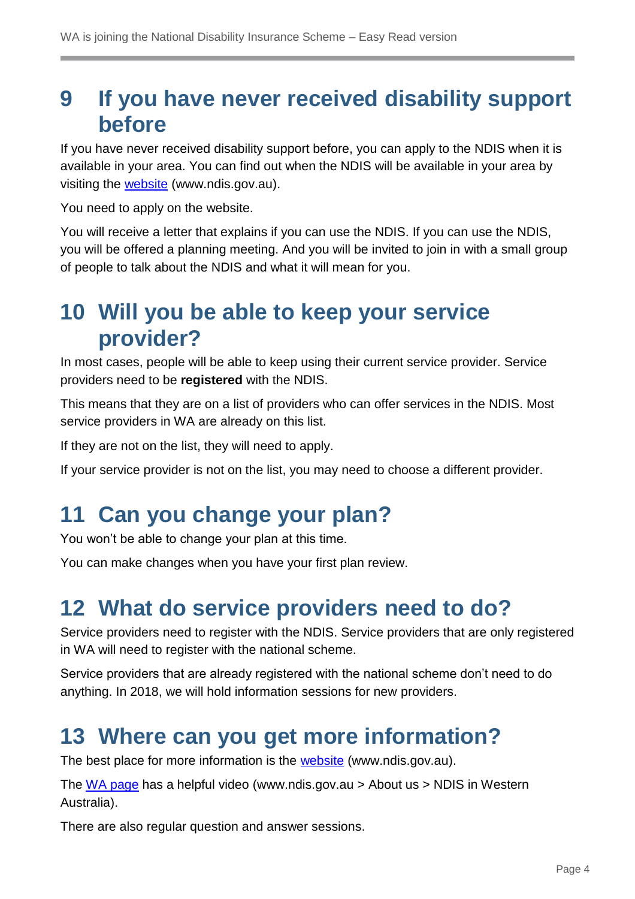## 9 If you have never received disability support before

If you have never received disability support before, you can apply to the NDIS when it is available in your area. You can find out when the NDIS will be available in your area by visiting the website (www.ndis.gov.au).

You need to apply on the website.

You will receive a letter that explains if you can use the NDIS. If you can use the NDIS, you will be offered a planning meeting. And you will be invited to join in with a small group of people to talk about the NDIS and what it will mean for you.

## 10 Will you be able to keep your service provider?

In most cases, people will be able to keep using their current service provider. Service providers need to be **registered** with the NDIS.

This means that they are on a list of providers who can offer services in the NDIS. Most service providers in WA are already on this list.

If they are not on the list, they will need to apply.

If your service provider is not on the list, you may need to choose a different provider.

## 11 Can you change your plan?

You won't be able to change your plan at this time.

You can make changes when you have your first plan review.

## 12 What do service providers need to do?

Service providers need to register with the NDIS. Service providers that are only registered in WA will need to register with the national scheme.

Service providers that are already registered with the national scheme don't need to do anything. In 2018, we will hold information sessions for new providers.

## 13 Where can you get more information?

The best place for more information is the website (www.ndis.gov.au).

The WA page has a helpful video (www.ndis.gov.au > About us > NDIS in Western Australia).

There are also regular question and answer sessions.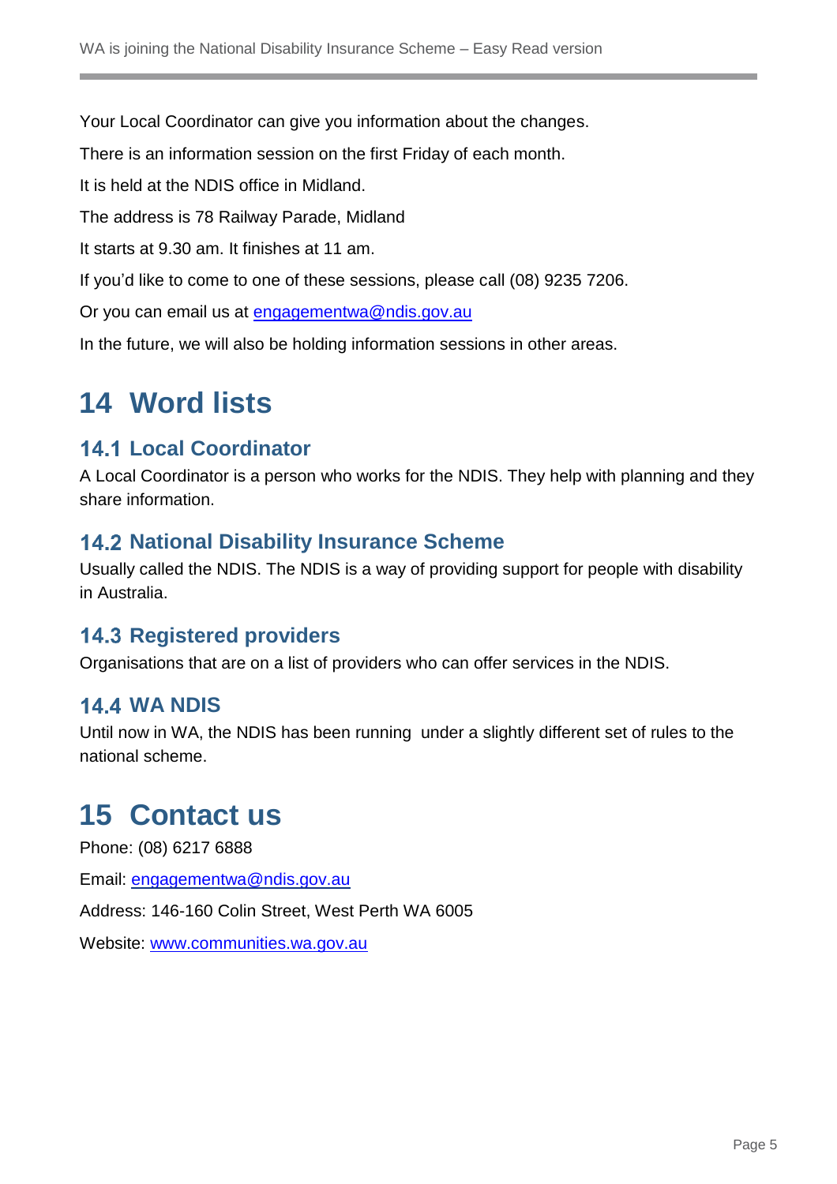Your Local Coordinator can give you information about the changes.

There is an information session on the first Friday of each month.

It is held at the NDIS office in Midland.

The address is 78 Railway Parade, Midland

It starts at 9.30 am. It finishes at 11 am.

If you'd like to come to one of these sessions, please call (08) 9235 7206.

Or you can email us at engagementwa@ndis.gov.au

In the future, we will also be holding information sessions in other areas.

# 14 Word lists

## 14.1 Local Coordinator

A Local Coordinator is a person who works for the NDIS. They help with planning and they share information.

## 14.2 National Disability Insurance Scheme

Usually called the NDIS. The NDIS is a way of providing support for people with disability in Australia.

## 14.3 Registered providers

Organisations that are on a list of providers who can offer services in the NDIS.

## 14.4 WA NDIS

Until now in WA, the NDIS has been running under a slightly different set of rules to the national scheme.

# 15 Contact us

Phone: (08) 6217 6888

Email: engagementwa@ndis.gov.au

Address: 146-160 Colin Street, West Perth WA 6005

Website: www.communities.wa.gov.au